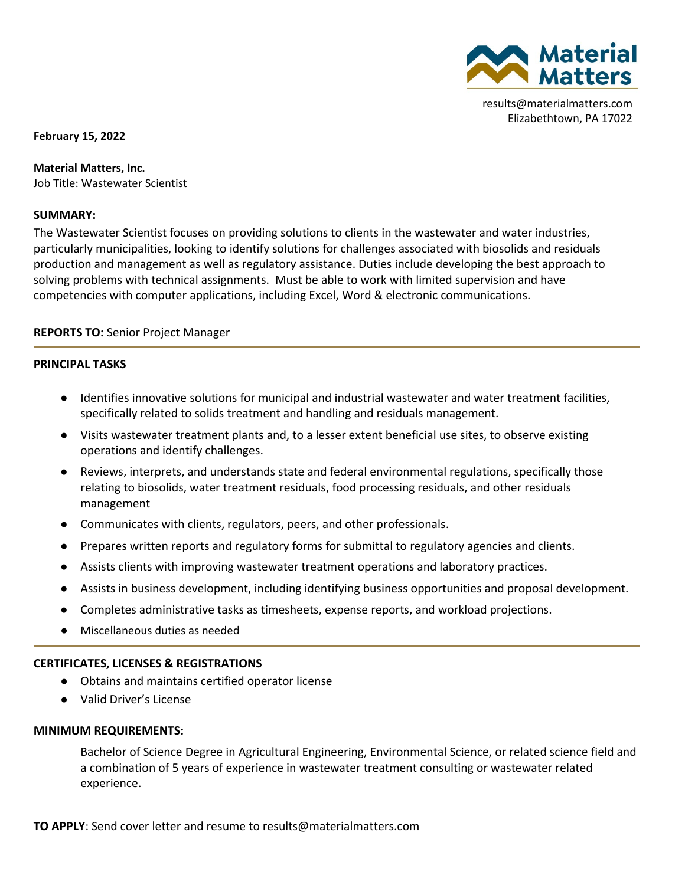Material Matters

results@materialmatters.com
Elizabethtown, PA 17022

**February 15, 2022**

**Material Matters, Inc.**
Job Title: Wastewater Scientist

**SUMMARY:**

The Wastewater Scientist focuses on providing solutions to clients in the wastewater and water industries, particularly municipalities, looking to identify solutions for challenges associated with biosolids and residuals production and management as well as regulatory assistance. Duties include developing the best approach to solving problems with technical assignments. Must be able to work with limited supervision and have competencies with computer applications, including Excel, Word & electronic communications.

**REPORTS TO:** Senior Project Manager

**PRINCIPAL TASKS**

- Identifies innovative solutions for municipal and industrial wastewater and water treatment facilities, specifically related to solids treatment and handling and residuals management.
- Visits wastewater treatment plants and, to a lesser extent beneficial use sites, to observe existing operations and identify challenges.
- Reviews, interprets, and understands state and federal environmental regulations, specifically those relating to biosolids, water treatment residuals, food processing residuals, and other residuals management
- Communicates with clients, regulators, peers, and other professionals.
- Prepares written reports and regulatory forms for submittal to regulatory agencies and clients.
- Assists clients with improving wastewater treatment operations and laboratory practices.
- Assists in business development, including identifying business opportunities and proposal development.
- Completes administrative tasks as timesheets, expense reports, and workload projections.
- Miscellaneous duties as needed

**CERTIFICATES, LICENSES & REGISTRATIONS**

- Obtains and maintains certified operator license
- Valid Driver's License

**MINIMUM REQUIREMENTS:**

Bachelor of Science Degree in Agricultural Engineering, Environmental Science, or related science field and a combination of 5 years of experience in wastewater treatment consulting or wastewater related experience.

**TO APPLY**: Send cover letter and resume to results@materialmatters.com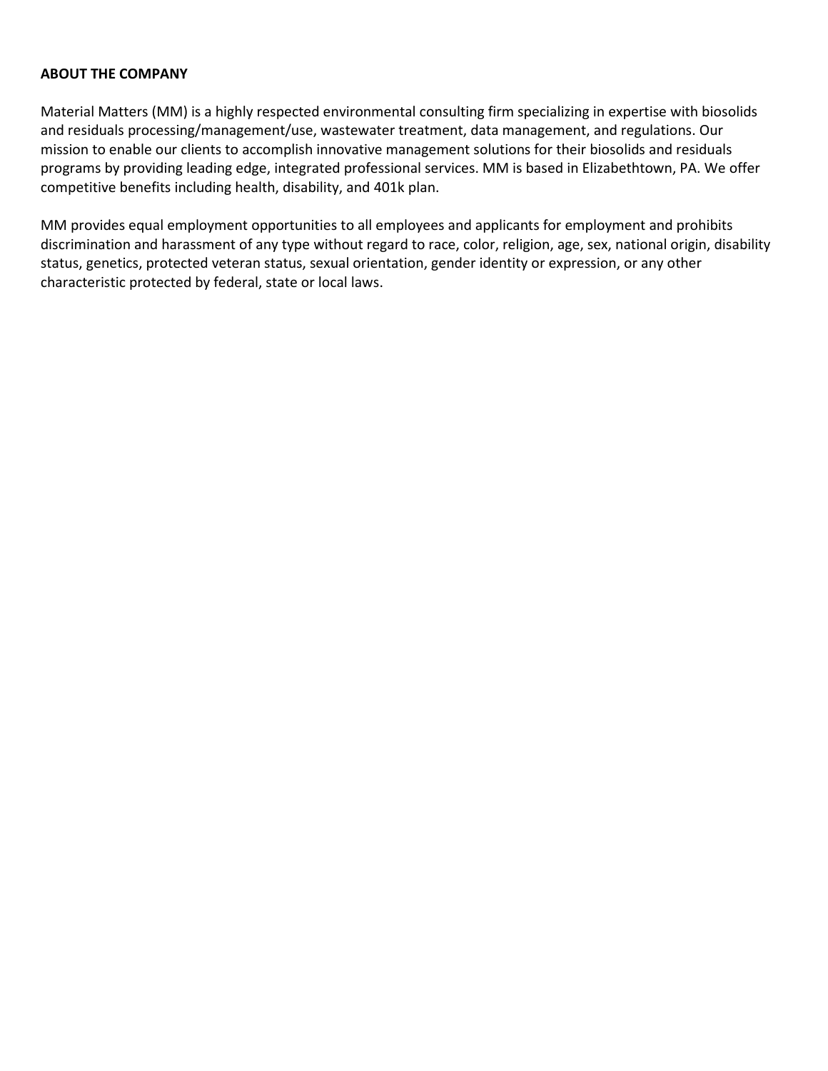**ABOUT THE COMPANY**

Material Matters (MM) is a highly respected environmental consulting firm specializing in expertise with biosolids and residuals processing/management/use, wastewater treatment, data management, and regulations. Our mission to enable our clients to accomplish innovative management solutions for their biosolids and residuals programs by providing leading edge, integrated professional services. MM is based in Elizabethtown, PA. We offer competitive benefits including health, disability, and 401k plan.

MM provides equal employment opportunities to all employees and applicants for employment and prohibits discrimination and harassment of any type without regard to race, color, religion, age, sex, national origin, disability status, genetics, protected veteran status, sexual orientation, gender identity or expression, or any other characteristic protected by federal, state or local laws.